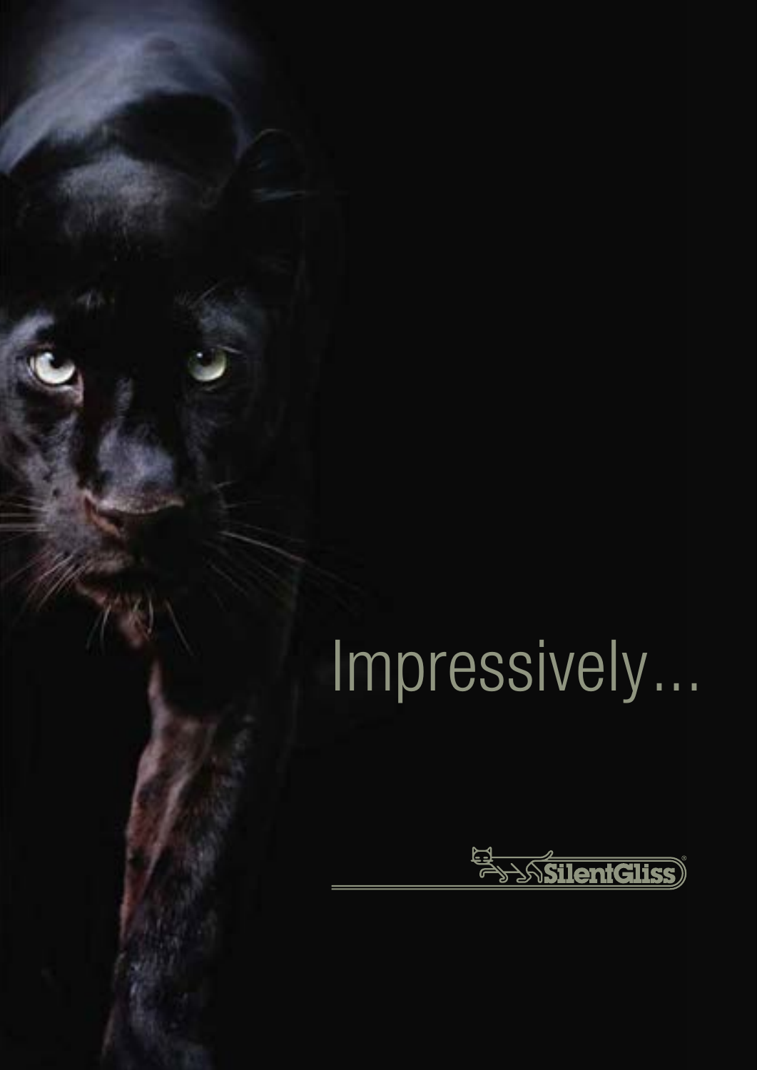Impressively...

SilentGliss®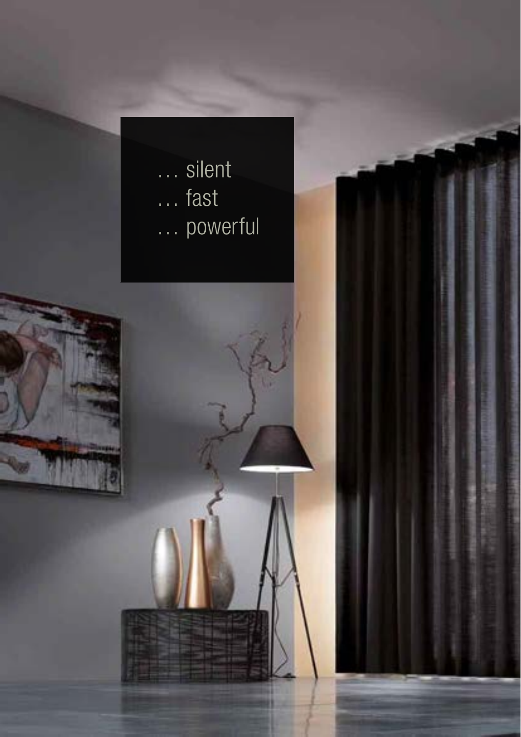… silent
… fast
… powerful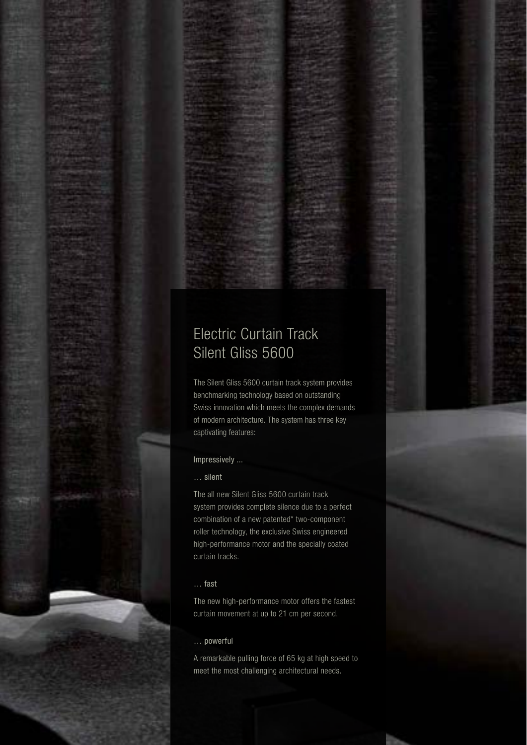# Electric Curtain Track
# Silent Gliss 5600

The Silent Gliss 5600 curtain track system provides benchmarking technology based on outstanding Swiss innovation which meets the complex demands of modern architecture. The system has three key captivating features:

Impressively ...

… silent

The all new Silent Gliss 5600 curtain track system provides complete silence due to a perfect combination of a new patented* two-component roller technology, the exclusive Swiss engineered high-performance motor and the specially coated curtain tracks.

… fast

The new high-performance motor offers the fastest curtain movement at up to 21 cm per second.

… powerful

A remarkable pulling force of 65 kg at high speed to meet the most challenging architectural needs.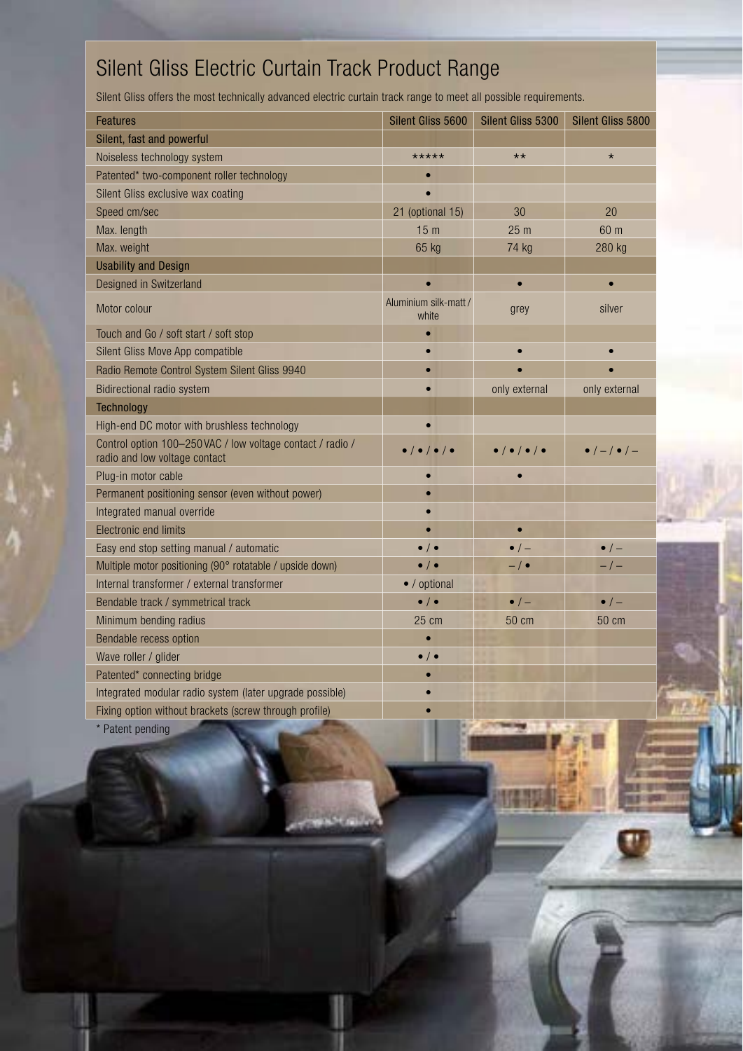# Silent Gliss Electric Curtain Track Product Range

Silent Gliss offers the most technically advanced electric curtain track range to meet all possible requirements.

| Features | Silent Gliss 5600 | Silent Gliss 5300 | Silent Gliss 5800 |
|---|---|---|---|
| **Silent, fast and powerful** | | | |
| Noiseless technology system | ***** | ** | * |
| Patented* two-component roller technology | • | | |
| Silent Gliss exclusive wax coating | • | | |
| Speed cm/sec | 21 (optional 15) | 30 | 20 |
| Max. length | 15 m | 25 m | 60 m |
| Max. weight | 65 kg | 74 kg | 280 kg |
| **Usability and Design** | | | |
| Designed in Switzerland | • | • | • |
| Motor colour | Aluminium silk-matt / white | grey | silver |
| Touch and Go / soft start / soft stop | • | | |
| Silent Gliss Move App compatible | • | • | • |
| Radio Remote Control System Silent Gliss 9940 | • | • | • |
| Bidirectional radio system | • | only external | only external |
| **Technology** | | | |
| High-end DC motor with brushless technology | • | | |
| Control option 100–250 VAC / low voltage contact / radio / radio and low voltage contact | • / • / • / • | • / • / • / • | • / – / • / – |
| Plug-in motor cable | • | • | |
| Permanent positioning sensor (even without power) | • | | |
| Integrated manual override | • | | |
| Electronic end limits | • | • | |
| Easy end stop setting manual / automatic | • / • | • / – | • / – |
| Multiple motor positioning (90° rotatable / upside down) | • / • | – / • | – / – |
| Internal transformer / external transformer | • / optional | | |
| Bendable track / symmetrical track | • / • | • / – | • / – |
| Minimum bending radius | 25 cm | 50 cm | 50 cm |
| Bendable recess option | • | | |
| Wave roller / glider | • / • | | |
| Patented* connecting bridge | • | | |
| Integrated modular radio system (later upgrade possible) | • | | |
| Fixing option without brackets (screw through profile) | • | | |

* Patent pending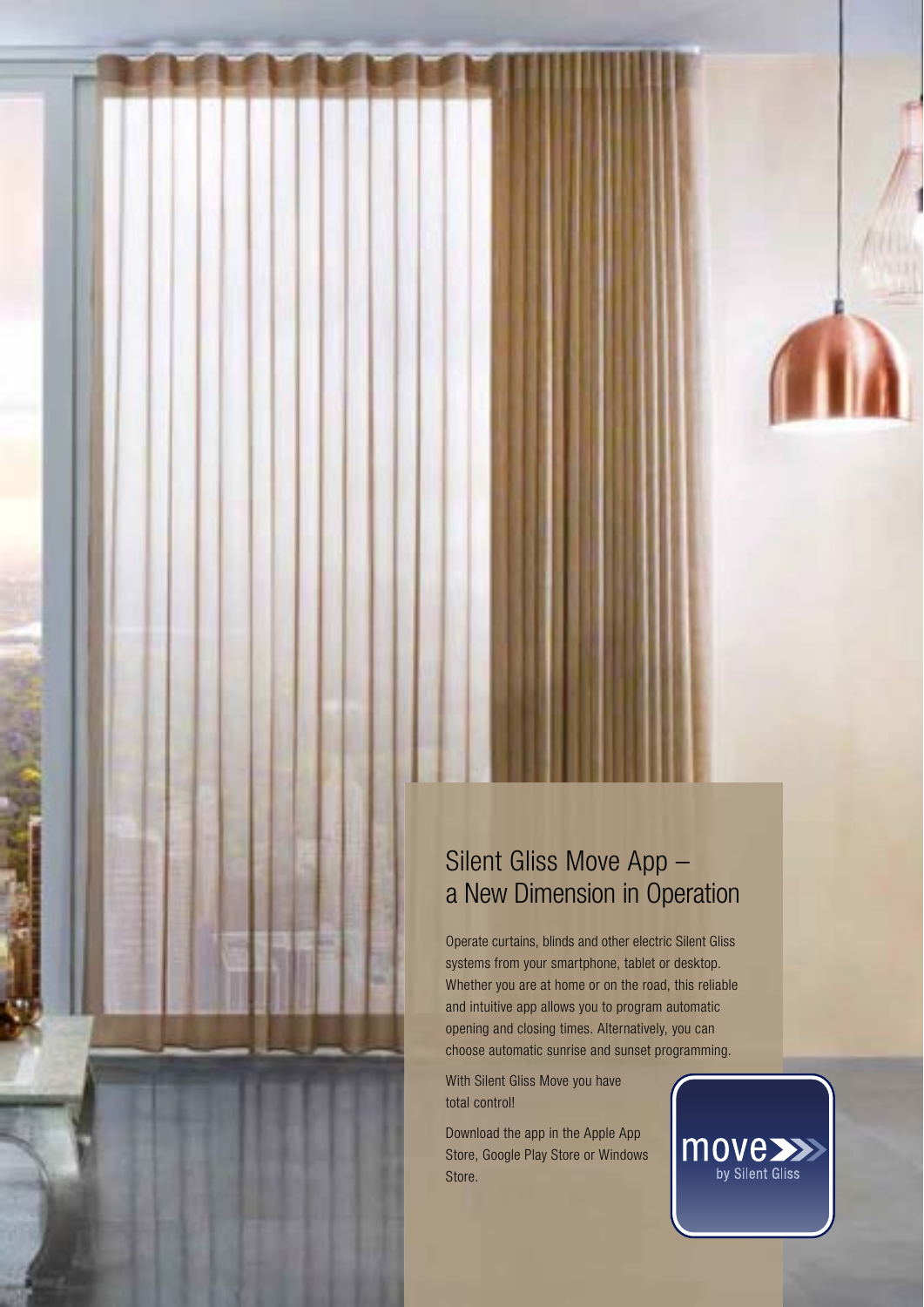## Silent Gliss Move App – a New Dimension in Operation

Operate curtains, blinds and other electric Silent Gliss systems from your smartphone, tablet or desktop. Whether you are at home or on the road, this reliable and intuitive app allows you to program automatic opening and closing times. Alternatively, you can choose automatic sunrise and sunset programming.

With Silent Gliss Move you have total control!

Download the app in the Apple App Store, Google Play Store or Windows Store.

move by Silent Gliss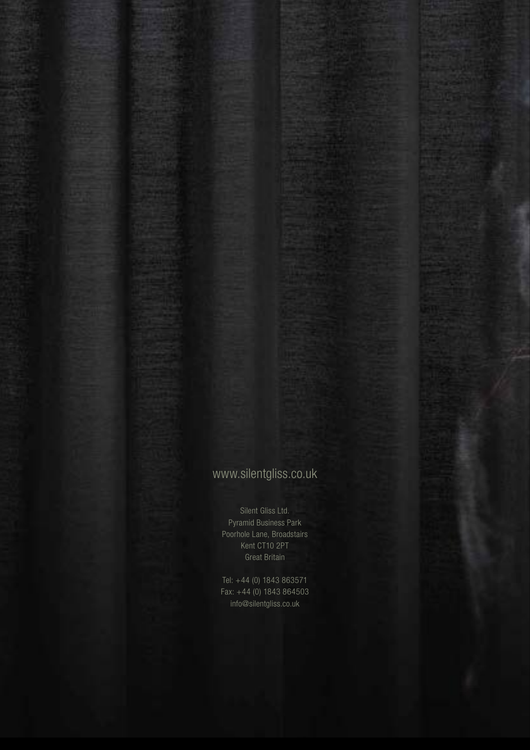www.silentgliss.co.uk

Silent Gliss Ltd.
Pyramid Business Park
Poorhole Lane, Broadstairs
Kent CT10 2PT
Great Britain

Tel: +44 (0) 1843 863571
Fax: +44 (0) 1843 864503
info@silentgliss.co.uk